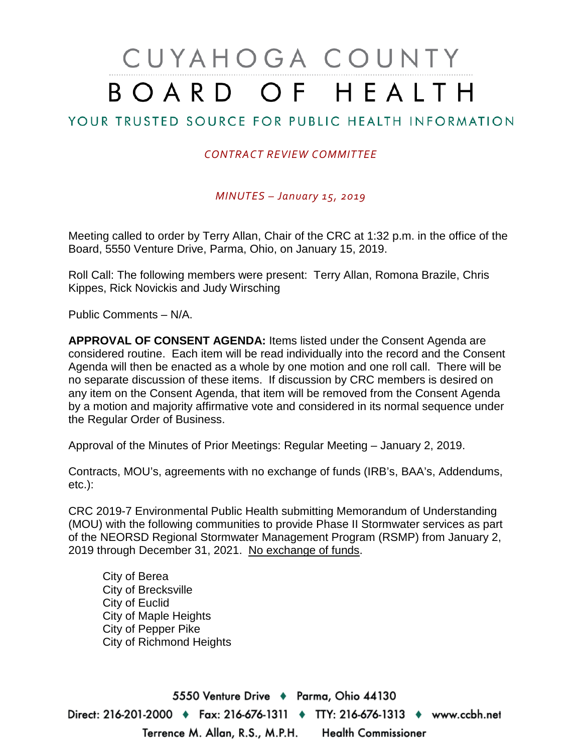# CUYAHOGA COUNTY BOARD OF HEALTH

## YOUR TRUSTED SOURCE FOR PUBLIC HEALTH INFORMATION

*CONTRACT REVIEW COMMITTEE*

*MINUTES – January 15, 2019*

Meeting called to order by Terry Allan, Chair of the CRC at 1:32 p.m. in the office of the Board, 5550 Venture Drive, Parma, Ohio, on January 15, 2019.

Roll Call: The following members were present: Terry Allan, Romona Brazile, Chris Kippes, Rick Novickis and Judy Wirsching

Public Comments – N/A.

**APPROVAL OF CONSENT AGENDA:** Items listed under the Consent Agenda are considered routine. Each item will be read individually into the record and the Consent Agenda will then be enacted as a whole by one motion and one roll call. There will be no separate discussion of these items. If discussion by CRC members is desired on any item on the Consent Agenda, that item will be removed from the Consent Agenda by a motion and majority affirmative vote and considered in its normal sequence under the Regular Order of Business.

Approval of the Minutes of Prior Meetings: Regular Meeting – January 2, 2019.

Contracts, MOU's, agreements with no exchange of funds (IRB's, BAA's, Addendums, etc.):

CRC 2019-7 Environmental Public Health submitting Memorandum of Understanding (MOU) with the following communities to provide Phase II Stormwater services as part of the NEORSD Regional Stormwater Management Program (RSMP) from January 2, 2019 through December 31, 2021. No exchange of funds.

- City of Berea
- City of Brecksville
- City of Euclid
- City of Maple Heights
- City of Pepper Pike
- City of Richmond Heights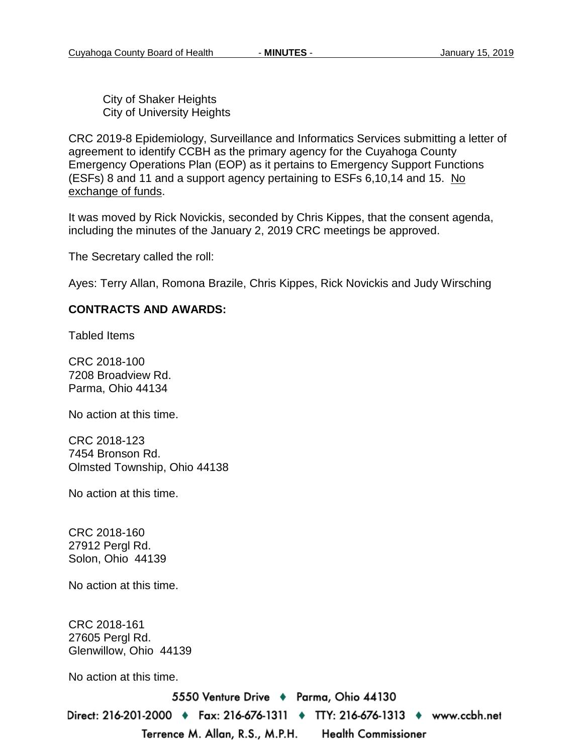City of Shaker Heights
City of University Heights

CRC 2019-8 Epidemiology, Surveillance and Informatics Services submitting a letter of agreement to identify CCBH as the primary agency for the Cuyahoga County Emergency Operations Plan (EOP) as it pertains to Emergency Support Functions (ESFs) 8 and 11 and a support agency pertaining to ESFs 6,10,14 and 15. <u>No exchange of funds</u>.

It was moved by Rick Novickis, seconded by Chris Kippes, that the consent agenda, including the minutes of the January 2, 2019 CRC meetings be approved.

The Secretary called the roll:

Ayes: Terry Allan, Romona Brazile, Chris Kippes, Rick Novickis and Judy Wirsching

**CONTRACTS AND AWARDS:**

Tabled Items

CRC 2018-100
7208 Broadview Rd.
Parma, Ohio 44134

No action at this time.

CRC 2018-123
7454 Bronson Rd.
Olmsted Township, Ohio 44138

No action at this time.

CRC 2018-160
27912 Pergl Rd.
Solon, Ohio 44139

No action at this time.

CRC 2018-161
27605 Pergl Rd.
Glenwillow, Ohio 44139

No action at this time.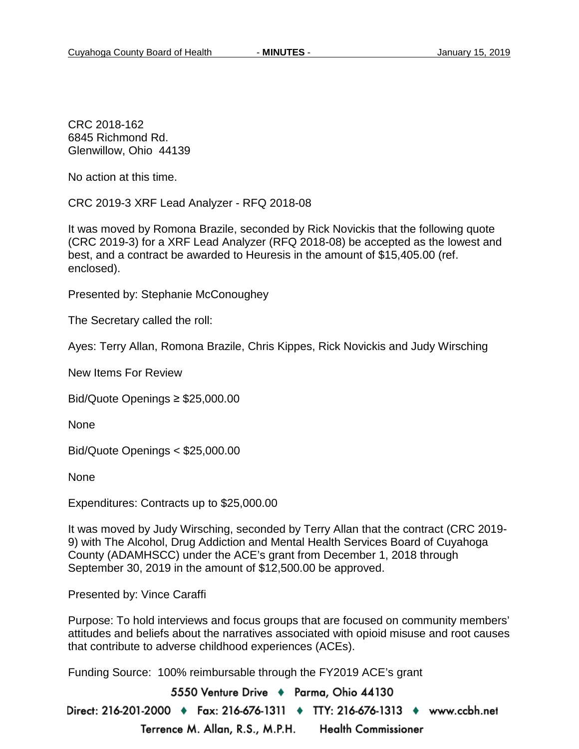CRC 2018-162
6845 Richmond Rd.
Glenwillow, Ohio 44139

No action at this time.

CRC 2019-3 XRF Lead Analyzer - RFQ 2018-08

It was moved by Romona Brazile, seconded by Rick Novickis that the following quote (CRC 2019-3) for a XRF Lead Analyzer (RFQ 2018-08) be accepted as the lowest and best, and a contract be awarded to Heuresis in the amount of $15,405.00 (ref. enclosed).

Presented by: Stephanie McConoughey

The Secretary called the roll:

Ayes: Terry Allan, Romona Brazile, Chris Kippes, Rick Novickis and Judy Wirsching

New Items For Review

Bid/Quote Openings ≥ $25,000.00

None

Bid/Quote Openings < $25,000.00

None

Expenditures: Contracts up to $25,000.00

It was moved by Judy Wirsching, seconded by Terry Allan that the contract (CRC 2019-9) with The Alcohol, Drug Addiction and Mental Health Services Board of Cuyahoga County (ADAMHSCC) under the ACE's grant from December 1, 2018 through September 30, 2019 in the amount of $12,500.00 be approved.

Presented by: Vince Caraffi

Purpose: To hold interviews and focus groups that are focused on community members' attitudes and beliefs about the narratives associated with opioid misuse and root causes that contribute to adverse childhood experiences (ACEs).

Funding Source: 100% reimbursable through the FY2019 ACE's grant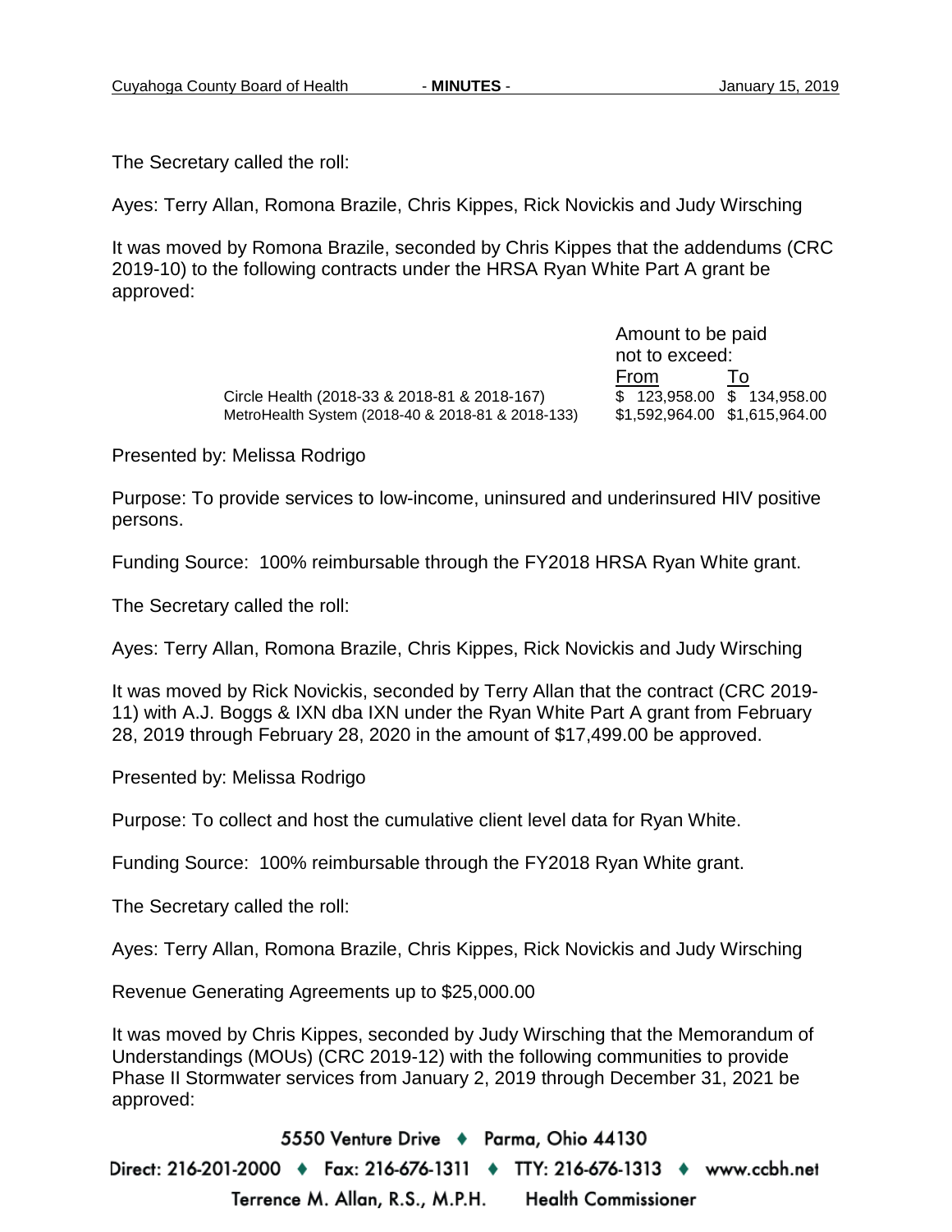The Secretary called the roll:

Ayes: Terry Allan, Romona Brazile, Chris Kippes, Rick Novickis and Judy Wirsching

It was moved by Romona Brazile, seconded by Chris Kippes that the addendums (CRC 2019-10) to the following contracts under the HRSA Ryan White Part A grant be approved:

| | Amount to be paid not to exceed: | |
|---|---|---|
| | From | To |
| Circle Health (2018-33 & 2018-81 & 2018-167) | $ 123,958.00 | $ 134,958.00 |
| MetroHealth System (2018-40 & 2018-81 & 2018-133) | $1,592,964.00 | $1,615,964.00 |

Presented by: Melissa Rodrigo

Purpose: To provide services to low-income, uninsured and underinsured HIV positive persons.

Funding Source: 100% reimbursable through the FY2018 HRSA Ryan White grant.

The Secretary called the roll:

Ayes: Terry Allan, Romona Brazile, Chris Kippes, Rick Novickis and Judy Wirsching

It was moved by Rick Novickis, seconded by Terry Allan that the contract (CRC 2019-11) with A.J. Boggs & IXN dba IXN under the Ryan White Part A grant from February 28, 2019 through February 28, 2020 in the amount of $17,499.00 be approved.

Presented by: Melissa Rodrigo

Purpose: To collect and host the cumulative client level data for Ryan White.

Funding Source: 100% reimbursable through the FY2018 Ryan White grant.

The Secretary called the roll:

Ayes: Terry Allan, Romona Brazile, Chris Kippes, Rick Novickis and Judy Wirsching

Revenue Generating Agreements up to $25,000.00

It was moved by Chris Kippes, seconded by Judy Wirsching that the Memorandum of Understandings (MOUs) (CRC 2019-12) with the following communities to provide Phase II Stormwater services from January 2, 2019 through December 31, 2021 be approved: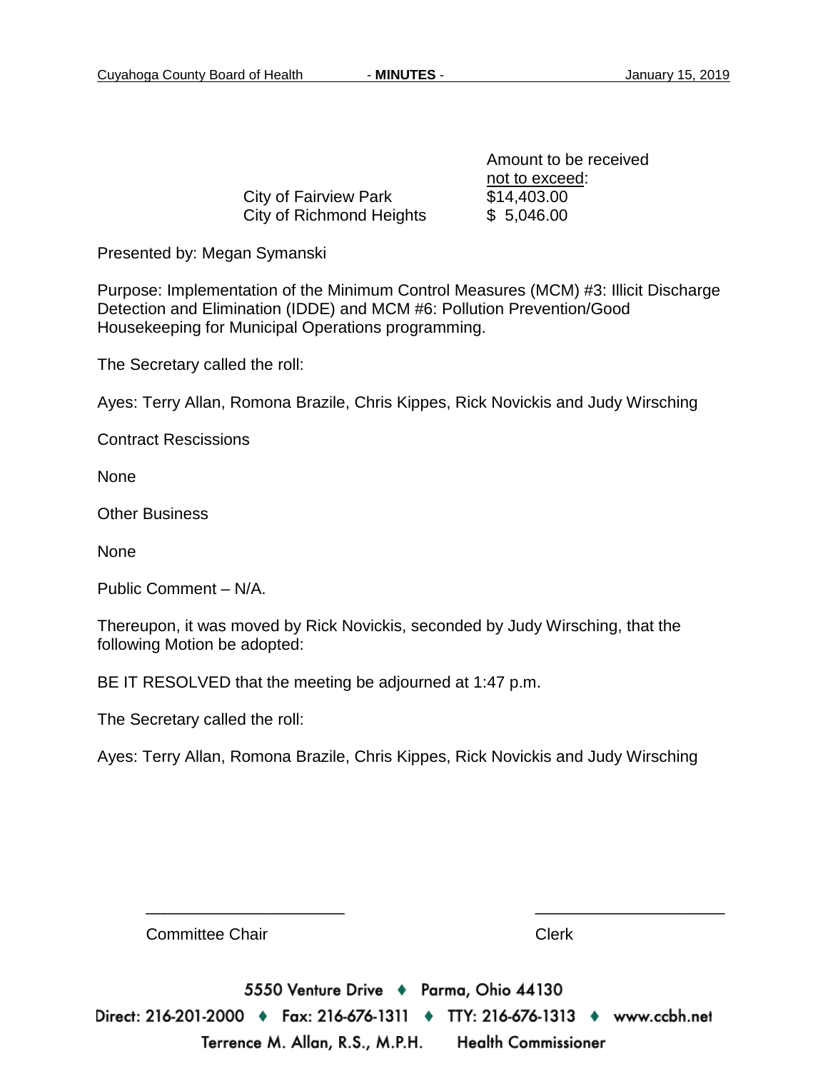| | Amount to be received <u>not to exceed</u>: |
|---|---|
| City of Fairview Park | $14,403.00 |
| City of Richmond Heights | $ 5,046.00 |

Presented by: Megan Symanski

Purpose: Implementation of the Minimum Control Measures (MCM) #3: Illicit Discharge Detection and Elimination (IDDE) and MCM #6: Pollution Prevention/Good Housekeeping for Municipal Operations programming.

The Secretary called the roll:

Ayes: Terry Allan, Romona Brazile, Chris Kippes, Rick Novickis and Judy Wirsching

Contract Rescissions

None

Other Business

None

Public Comment – N/A.

Thereupon, it was moved by Rick Novickis, seconded by Judy Wirsching, that the following Motion be adopted:

BE IT RESOLVED that the meeting be adjourned at 1:47 p.m.

The Secretary called the roll:

Ayes: Terry Allan, Romona Brazile, Chris Kippes, Rick Novickis and Judy Wirsching

______________________ ______________________

Committee Chair Clerk